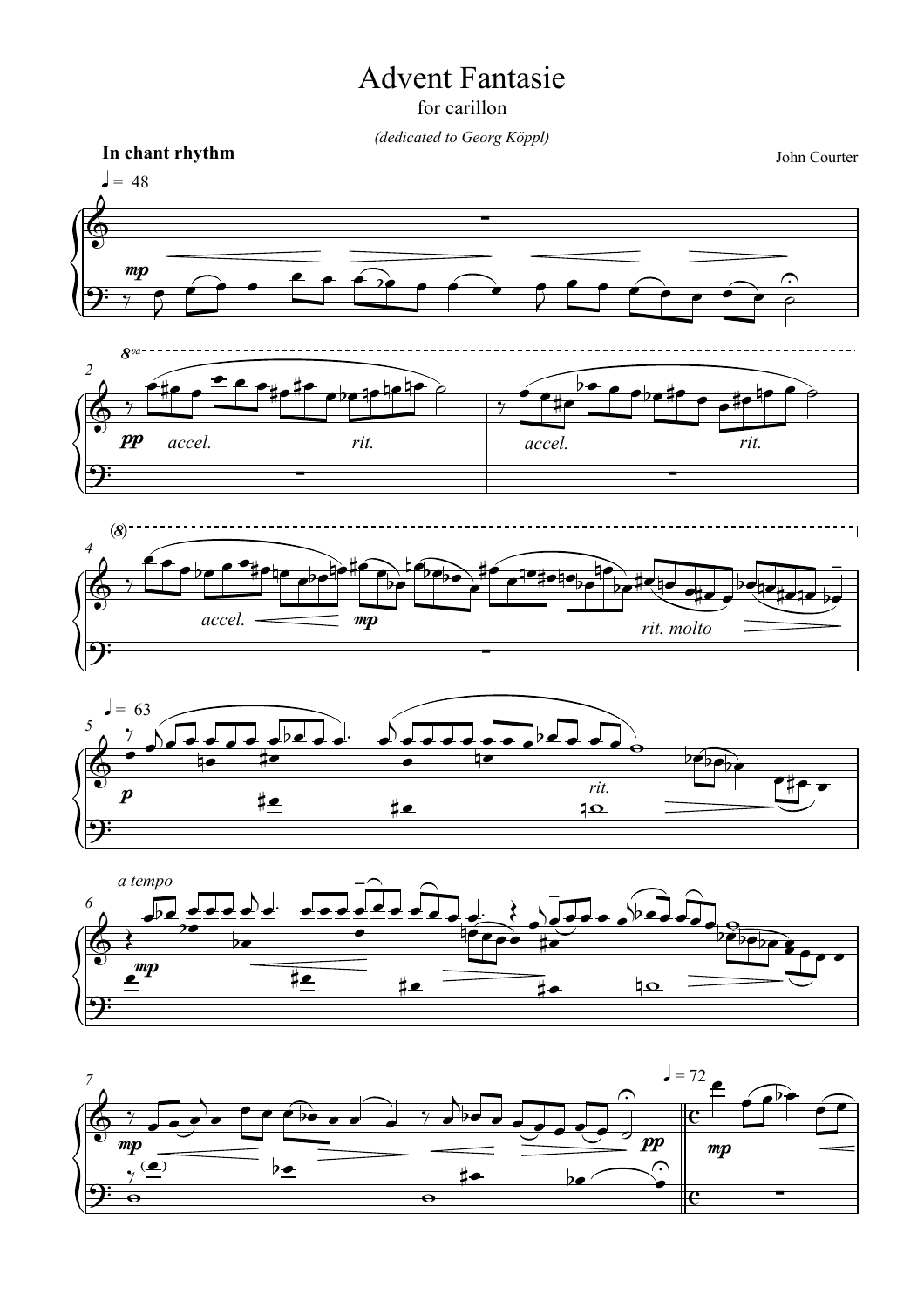# Advent Fantasie

for carillon

*(dedicated to Georg Köppl)*

**In chant rhythm**

John Courter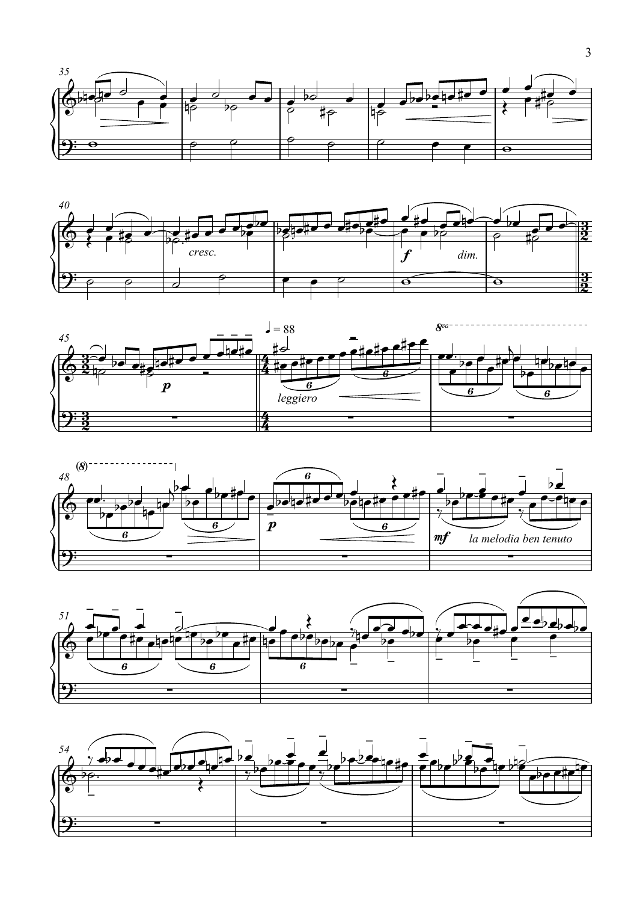cresc.

*f* dim.

*p*

♩ = 88

leggiero

*p*

*mf* la melodia ben tenuto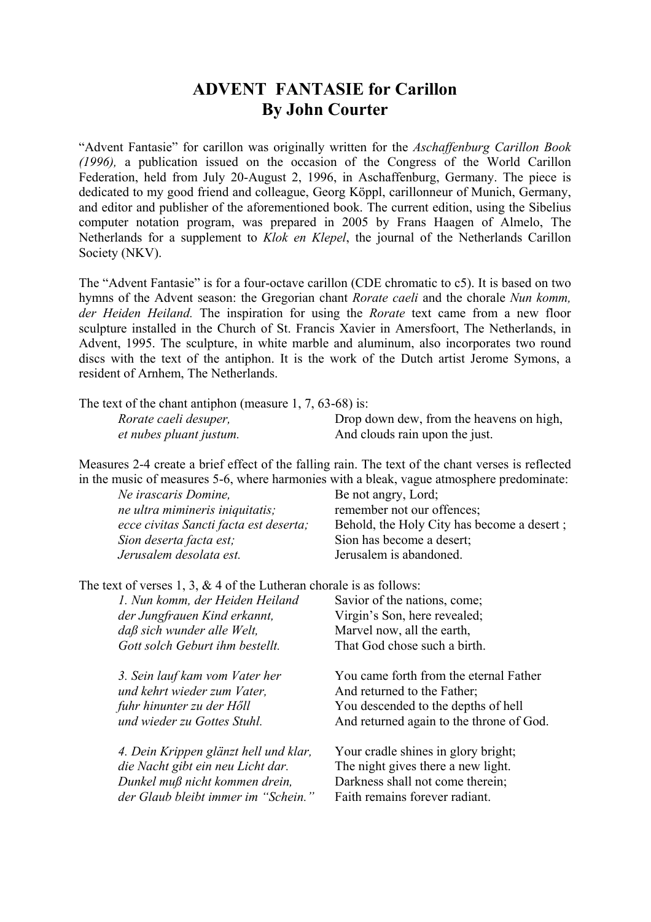# ADVENT FANTASIE for Carillon
# By John Courter

"Advent Fantasie" for carillon was originally written for the *Aschaffenburg Carillon Book (1996),* a publication issued on the occasion of the Congress of the World Carillon Federation, held from July 20-August 2, 1996, in Aschaffenburg, Germany. The piece is dedicated to my good friend and colleague, Georg Köppl, carillonneur of Munich, Germany, and editor and publisher of the aforementioned book. The current edition, using the Sibelius computer notation program, was prepared in 2005 by Frans Haagen of Almelo, The Netherlands for a supplement to *Klok en Klepel*, the journal of the Netherlands Carillon Society (NKV).

The "Advent Fantasie" is for a four-octave carillon (CDE chromatic to c5). It is based on two hymns of the Advent season: the Gregorian chant *Rorate caeli* and the chorale *Nun komm, der Heiden Heiland.* The inspiration for using the *Rorate* text came from a new floor sculpture installed in the Church of St. Francis Xavier in Amersfoort, The Netherlands, in Advent, 1995. The sculpture, in white marble and aluminum, also incorporates two round discs with the text of the antiphon. It is the work of the Dutch artist Jerome Symons, a resident of Arnhem, The Netherlands.

The text of the chant antiphon (measure 1, 7, 63-68) is:

| | |
|---|---|
| *Rorate caeli desuper,* | Drop down dew, from the heavens on high, |
| *et nubes pluant justum.* | And clouds rain upon the just. |

Measures 2-4 create a brief effect of the falling rain. The text of the chant verses is reflected in the music of measures 5-6, where harmonies with a bleak, vague atmosphere predominate:

| | |
|---|---|
| *Ne irascaris Domine,* | Be not angry, Lord; |
| *ne ultra mimineris iniquitatis;* | remember not our offences; |
| *ecce civitas Sancti facta est deserta;* | Behold, the Holy City has become a desert ; |
| *Sion deserta facta est;* | Sion has become a desert; |
| *Jerusalem desolata est.* | Jerusalem is abandoned. |

The text of verses 1, 3, & 4 of the Lutheran chorale is as follows:

| | |
|---|---|
| *1. Nun komm, der Heiden Heiland* | Savior of the nations, come; |
| *der Jungfrauen Kind erkannt,* | Virgin's Son, here revealed; |
| *daß sich wunder alle Welt,* | Marvel now, all the earth, |
| *Gott solch Geburt ihm bestellt.* | That God chose such a birth. |
| | |
| *3. Sein lauf kam vom Vater her* | You came forth from the eternal Father |
| *und kehrt wieder zum Vater,* | And returned to the Father; |
| *fuhr hinunter zu der Hőll* | You descended to the depths of hell |
| *und wieder zu Gottes Stuhl.* | And returned again to the throne of God. |
| | |
| *4. Dein Krippen glänzt hell und klar,* | Your cradle shines in glory bright; |
| *die Nacht gibt ein neu Licht dar.* | The night gives there a new light. |
| *Dunkel muß nicht kommen drein,* | Darkness shall not come therein; |
| *der Glaub bleibt immer im "Schein."* | Faith remains forever radiant. |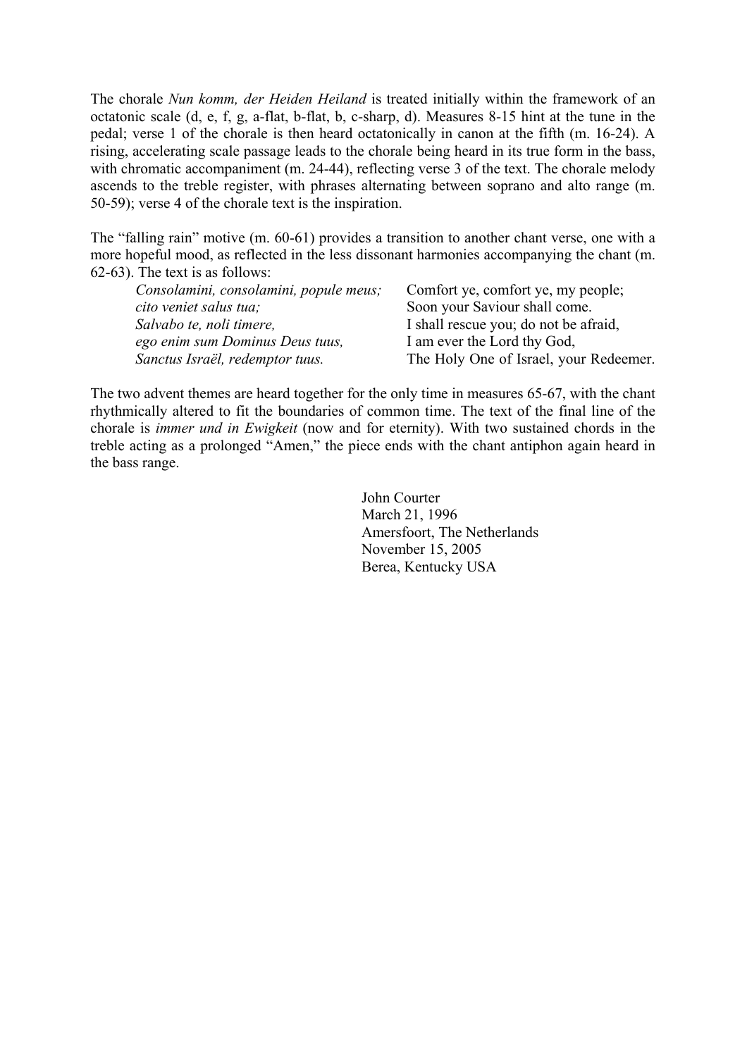The chorale *Nun komm, der Heiden Heiland* is treated initially within the framework of an octatonic scale (d, e, f, g, a-flat, b-flat, b, c-sharp, d). Measures 8-15 hint at the tune in the pedal; verse 1 of the chorale is then heard octatonically in canon at the fifth (m. 16-24). A rising, accelerating scale passage leads to the chorale being heard in its true form in the bass, with chromatic accompaniment (m. 24-44), reflecting verse 3 of the text. The chorale melody ascends to the treble register, with phrases alternating between soprano and alto range (m. 50-59); verse 4 of the chorale text is the inspiration.

The "falling rain" motive (m. 60-61) provides a transition to another chant verse, one with a more hopeful mood, as reflected in the less dissonant harmonies accompanying the chant (m. 62-63). The text is as follows:

| | |
|---|---|
| *Consolamini, consolamini, popule meus;* | Comfort ye, comfort ye, my people; |
| *cito veniet salus tua;* | Soon your Saviour shall come. |
| *Salvabo te, noli timere,* | I shall rescue you; do not be afraid, |
| *ego enim sum Dominus Deus tuus,* | I am ever the Lord thy God, |
| *Sanctus Israël, redemptor tuus.* | The Holy One of Israel, your Redeemer. |

The two advent themes are heard together for the only time in measures 65-67, with the chant rhythmically altered to fit the boundaries of common time. The text of the final line of the chorale is *immer und in Ewigkeit* (now and for eternity). With two sustained chords in the treble acting as a prolonged "Amen," the piece ends with the chant antiphon again heard in the bass range.

John Courter  
March 21, 1996  
Amersfoort, The Netherlands  
November 15, 2005  
Berea, Kentucky USA